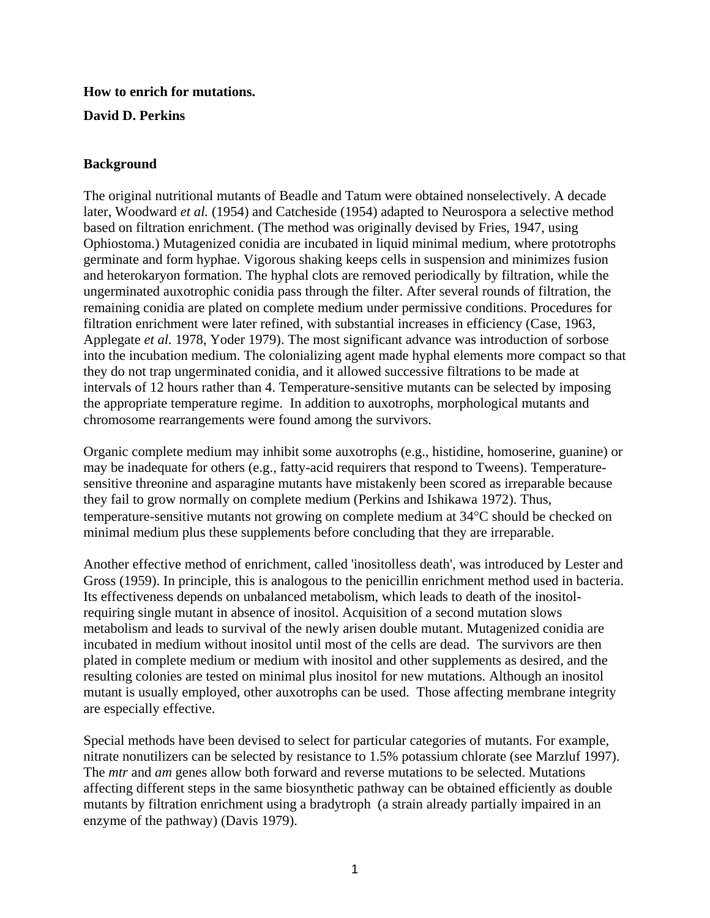**How to enrich for mutations.**

**David D. Perkins**

**Background**

The original nutritional mutants of Beadle and Tatum were obtained nonselectively. A decade later, Woodward *et al.* (1954) and Catcheside (1954) adapted to Neurospora a selective method based on filtration enrichment. (The method was originally devised by Fries, 1947, using Ophiostoma.) Mutagenized conidia are incubated in liquid minimal medium, where prototrophs germinate and form hyphae. Vigorous shaking keeps cells in suspension and minimizes fusion and heterokaryon formation. The hyphal clots are removed periodically by filtration, while the ungerminated auxotrophic conidia pass through the filter. After several rounds of filtration, the remaining conidia are plated on complete medium under permissive conditions. Procedures for filtration enrichment were later refined, with substantial increases in efficiency (Case, 1963, Applegate *et al.* 1978, Yoder 1979). The most significant advance was introduction of sorbose into the incubation medium. The colonializing agent made hyphal elements more compact so that they do not trap ungerminated conidia, and it allowed successive filtrations to be made at intervals of 12 hours rather than 4. Temperature-sensitive mutants can be selected by imposing the appropriate temperature regime. In addition to auxotrophs, morphological mutants and chromosome rearrangements were found among the survivors.

Organic complete medium may inhibit some auxotrophs (e.g., histidine, homoserine, guanine) or may be inadequate for others (e.g., fatty-acid requirers that respond to Tweens). Temperature-sensitive threonine and asparagine mutants have mistakenly been scored as irreparable because they fail to grow normally on complete medium (Perkins and Ishikawa 1972). Thus, temperature-sensitive mutants not growing on complete medium at 34°C should be checked on minimal medium plus these supplements before concluding that they are irreparable.

Another effective method of enrichment, called 'inositolless death', was introduced by Lester and Gross (1959). In principle, this is analogous to the penicillin enrichment method used in bacteria. Its effectiveness depends on unbalanced metabolism, which leads to death of the inositol-requiring single mutant in absence of inositol. Acquisition of a second mutation slows metabolism and leads to survival of the newly arisen double mutant. Mutagenized conidia are incubated in medium without inositol until most of the cells are dead. The survivors are then plated in complete medium or medium with inositol and other supplements as desired, and the resulting colonies are tested on minimal plus inositol for new mutations. Although an inositol mutant is usually employed, other auxotrophs can be used. Those affecting membrane integrity are especially effective.

Special methods have been devised to select for particular categories of mutants. For example, nitrate nonutilizers can be selected by resistance to 1.5% potassium chlorate (see Marzluf 1997). The *mtr* and *am* genes allow both forward and reverse mutations to be selected. Mutations affecting different steps in the same biosynthetic pathway can be obtained efficiently as double mutants by filtration enrichment using a bradytroph (a strain already partially impaired in an enzyme of the pathway) (Davis 1979).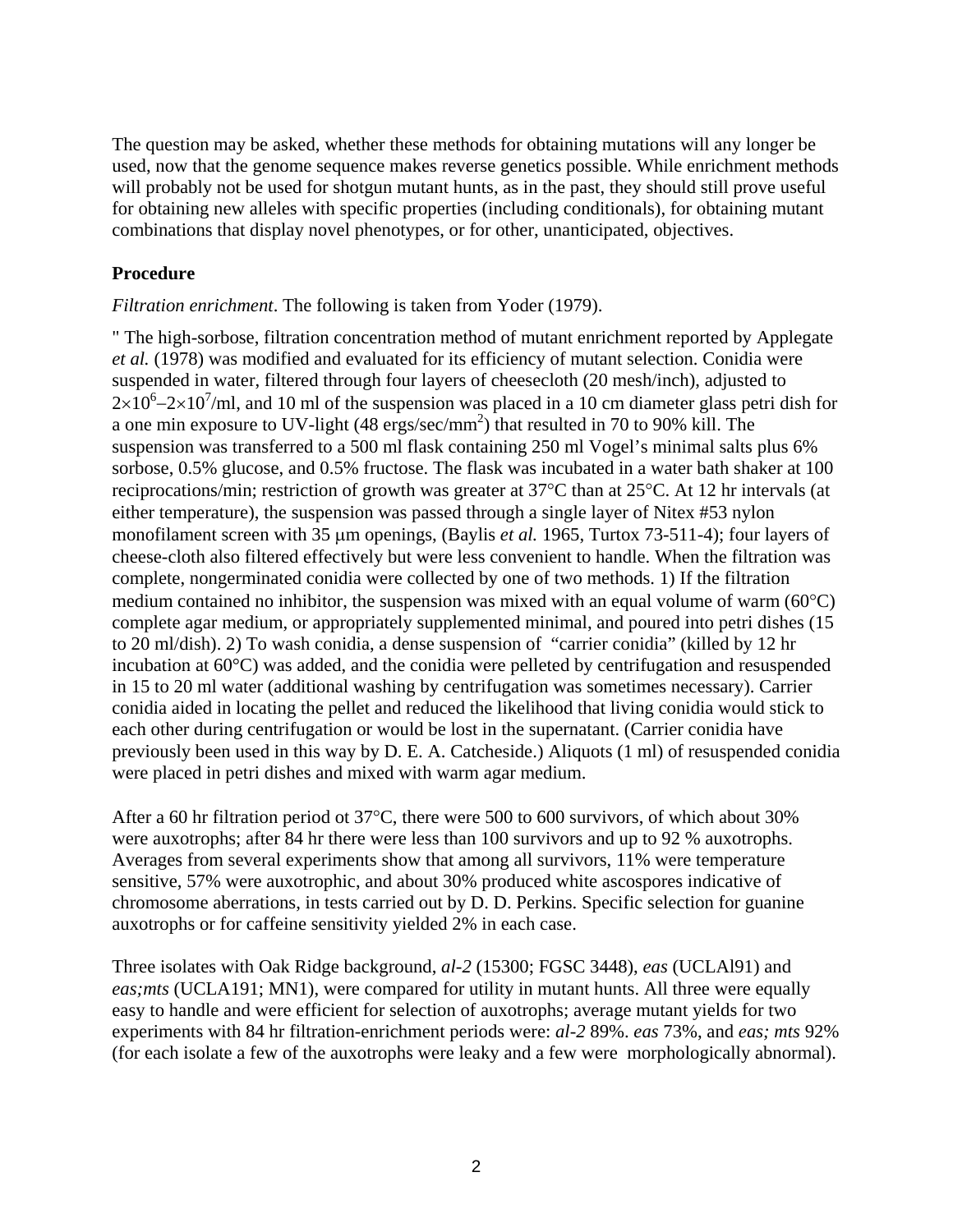The question may be asked, whether these methods for obtaining mutations will any longer be used, now that the genome sequence makes reverse genetics possible. While enrichment methods will probably not be used for shotgun mutant hunts, as in the past, they should still prove useful for obtaining new alleles with specific properties (including conditionals), for obtaining mutant combinations that display novel phenotypes, or for other, unanticipated, objectives.

**Procedure**

*Filtration enrichment*. The following is taken from Yoder (1979).

" The high-sorbose, filtration concentration method of mutant enrichment reported by Applegate *et al.* (1978) was modified and evaluated for its efficiency of mutant selection. Conidia were suspended in water, filtered through four layers of cheesecloth (20 mesh/inch), adjusted to $2\times10^6$–$2\times10^7$/ml, and 10 ml of the suspension was placed in a 10 cm diameter glass petri dish for a one min exposure to UV-light (48 ergs/sec/mm$^2$) that resulted in 70 to 90% kill. The suspension was transferred to a 500 ml flask containing 250 ml Vogel's minimal salts plus 6% sorbose, 0.5% glucose, and 0.5% fructose. The flask was incubated in a water bath shaker at 100 reciprocations/min; restriction of growth was greater at 37°C than at 25°C. At 12 hr intervals (at either temperature), the suspension was passed through a single layer of Nitex #53 nylon monofilament screen with 35 μm openings, (Baylis *et al.* 1965, Turtox 73-511-4); four layers of cheese-cloth also filtered effectively but were less convenient to handle. When the filtration was complete, nongerminated conidia were collected by one of two methods. 1) If the filtration medium contained no inhibitor, the suspension was mixed with an equal volume of warm (60°C) complete agar medium, or appropriately supplemented minimal, and poured into petri dishes (15 to 20 ml/dish). 2) To wash conidia, a dense suspension of "carrier conidia" (killed by 12 hr incubation at 60°C) was added, and the conidia were pelleted by centrifugation and resuspended in 15 to 20 ml water (additional washing by centrifugation was sometimes necessary). Carrier conidia aided in locating the pellet and reduced the likelihood that living conidia would stick to each other during centrifugation or would be lost in the supernatant. (Carrier conidia have previously been used in this way by D. E. A. Catcheside.) Aliquots (1 ml) of resuspended conidia were placed in petri dishes and mixed with warm agar medium.

After a 60 hr filtration period ot 37°C, there were 500 to 600 survivors, of which about 30% were auxotrophs; after 84 hr there were less than 100 survivors and up to 92 % auxotrophs. Averages from several experiments show that among all survivors, 11% were temperature sensitive, 57% were auxotrophic, and about 30% produced white ascospores indicative of chromosome aberrations, in tests carried out by D. D. Perkins. Specific selection for guanine auxotrophs or for caffeine sensitivity yielded 2% in each case.

Three isolates with Oak Ridge background, *al-2* (15300; FGSC 3448), *eas* (UCLAl91) and *eas;mts* (UCLA191; MN1), were compared for utility in mutant hunts. All three were equally easy to handle and were efficient for selection of auxotrophs; average mutant yields for two experiments with 84 hr filtration-enrichment periods were: *al-2* 89%. *eas* 73%, and *eas; mts* 92% (for each isolate a few of the auxotrophs were leaky and a few were morphologically abnormal).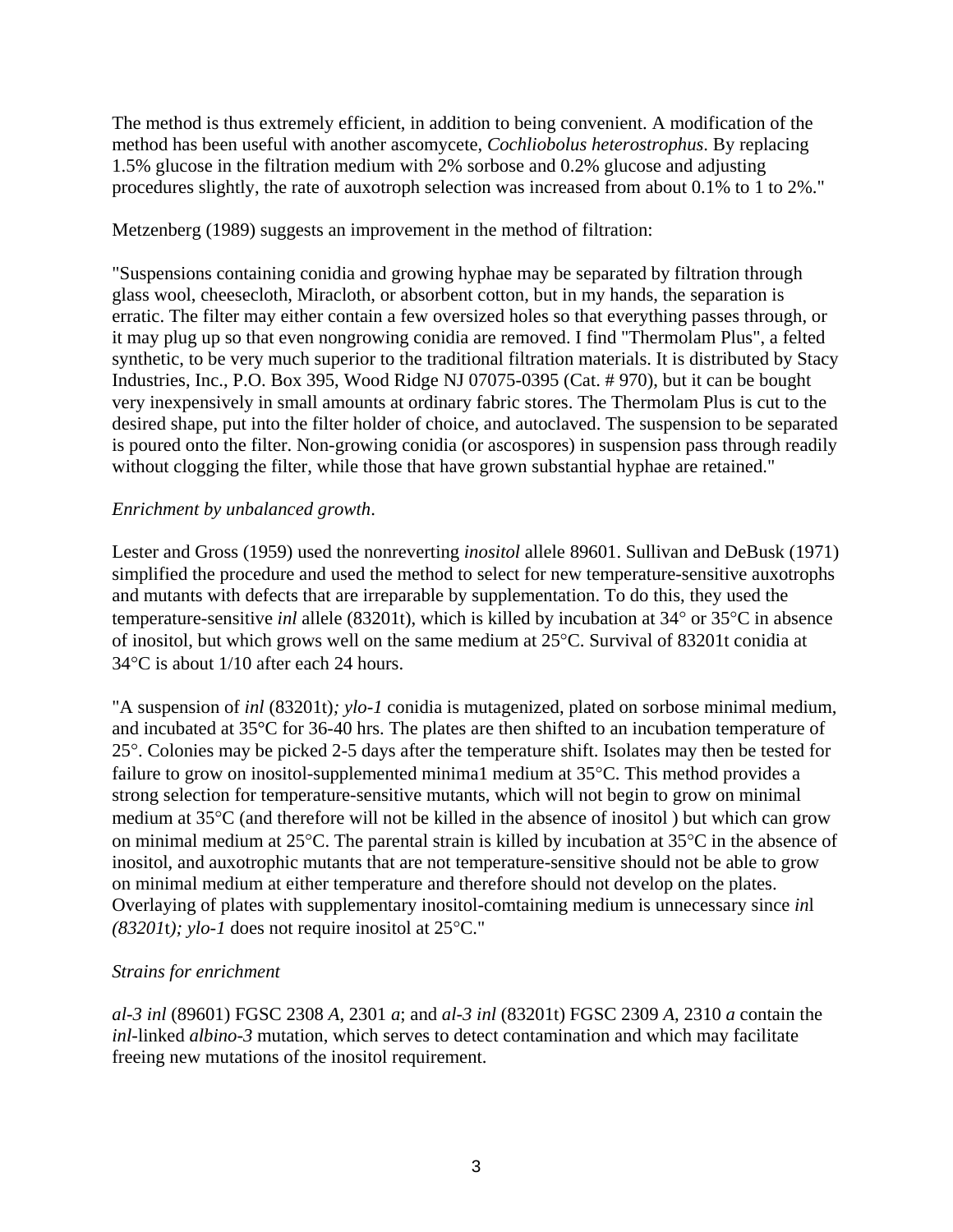The method is thus extremely efficient, in addition to being convenient. A modification of the method has been useful with another ascomycete, *Cochliobolus heterostrophus*. By replacing 1.5% glucose in the filtration medium with 2% sorbose and 0.2% glucose and adjusting procedures slightly, the rate of auxotroph selection was increased from about 0.1% to 1 to 2%."

Metzenberg (1989) suggests an improvement in the method of filtration:

"Suspensions containing conidia and growing hyphae may be separated by filtration through glass wool, cheesecloth, Miracloth, or absorbent cotton, but in my hands, the separation is erratic. The filter may either contain a few oversized holes so that everything passes through, or it may plug up so that even nongrowing conidia are removed. I find "Thermolam Plus", a felted synthetic, to be very much superior to the traditional filtration materials. It is distributed by Stacy Industries, Inc., P.O. Box 395, Wood Ridge NJ 07075-0395 (Cat. # 970), but it can be bought very inexpensively in small amounts at ordinary fabric stores. The Thermolam Plus is cut to the desired shape, put into the filter holder of choice, and autoclaved. The suspension to be separated is poured onto the filter. Non-growing conidia (or ascospores) in suspension pass through readily without clogging the filter, while those that have grown substantial hyphae are retained."

*Enrichment by unbalanced growth*.

Lester and Gross (1959) used the nonreverting *inositol* allele 89601. Sullivan and DeBusk (1971) simplified the procedure and used the method to select for new temperature-sensitive auxotrophs and mutants with defects that are irreparable by supplementation. To do this, they used the temperature-sensitive *inl* allele (83201t), which is killed by incubation at 34° or 35°C in absence of inositol, but which grows well on the same medium at 25°C. Survival of 83201t conidia at 34°C is about 1/10 after each 24 hours.

"A suspension of *inl* (83201t)*; ylo-1* conidia is mutagenized, plated on sorbose minimal medium, and incubated at 35°C for 36-40 hrs. The plates are then shifted to an incubation temperature of 25°. Colonies may be picked 2-5 days after the temperature shift. Isolates may then be tested for failure to grow on inositol-supplemented minima1 medium at 35°C. This method provides a strong selection for temperature-sensitive mutants, which will not begin to grow on minimal medium at 35°C (and therefore will not be killed in the absence of inositol ) but which can grow on minimal medium at 25°C. The parental strain is killed by incubation at 35°C in the absence of inositol, and auxotrophic mutants that are not temperature-sensitive should not be able to grow on minimal medium at either temperature and therefore should not develop on the plates. Overlaying of plates with supplementary inositol-comtaining medium is unnecessary since *inl (83201t); ylo-1* does not require inositol at 25°C."

*Strains for enrichment*

*al-3 inl* (89601) FGSC 2308 *A*, 2301 *a*; and *al-3 inl* (83201t) FGSC 2309 *A*, 2310 *a* contain the *inl*-linked *albino-3* mutation, which serves to detect contamination and which may facilitate freeing new mutations of the inositol requirement.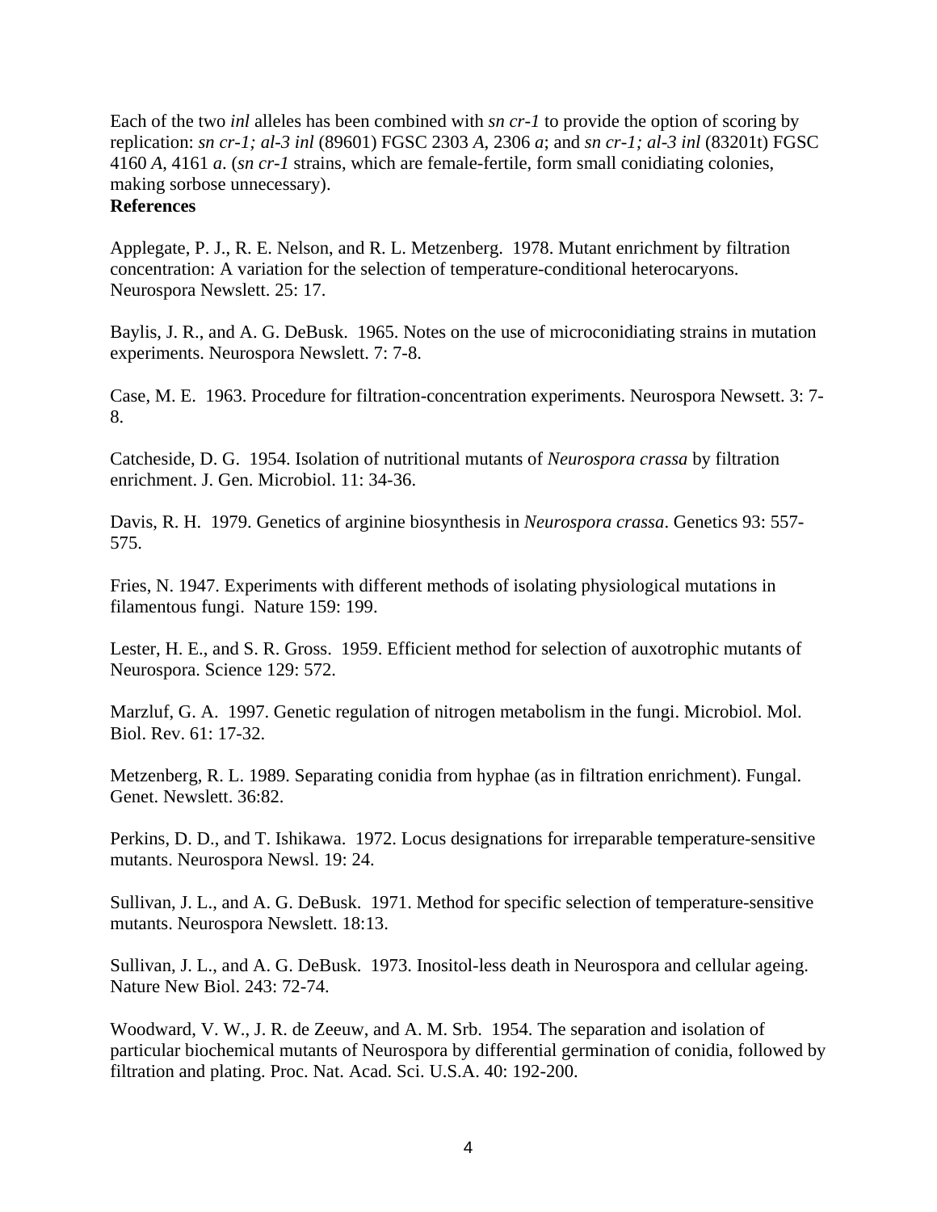Each of the two *inl* alleles has been combined with *sn cr-1* to provide the option of scoring by replication: *sn cr-1; al-3 inl* (89601) FGSC 2303 *A*, 2306 *a*; and *sn cr-1; al-3 inl* (83201t) FGSC 4160 *A*, 4161 *a*. (*sn cr-1* strains, which are female-fertile, form small conidiating colonies, making sorbose unnecessary).

**References**

Applegate, P. J., R. E. Nelson, and R. L. Metzenberg. 1978. Mutant enrichment by filtration concentration: A variation for the selection of temperature-conditional heterocaryons. Neurospora Newslett. 25: 17.

Baylis, J. R., and A. G. DeBusk. 1965. Notes on the use of microconidiating strains in mutation experiments. Neurospora Newslett. 7: 7-8.

Case, M. E. 1963. Procedure for filtration-concentration experiments. Neurospora Newsett. 3: 7-8.

Catcheside, D. G. 1954. Isolation of nutritional mutants of *Neurospora crassa* by filtration enrichment. J. Gen. Microbiol. 11: 34-36.

Davis, R. H. 1979. Genetics of arginine biosynthesis in *Neurospora crassa*. Genetics 93: 557-575.

Fries, N. 1947. Experiments with different methods of isolating physiological mutations in filamentous fungi. Nature 159: 199.

Lester, H. E., and S. R. Gross. 1959. Efficient method for selection of auxotrophic mutants of Neurospora. Science 129: 572.

Marzluf, G. A. 1997. Genetic regulation of nitrogen metabolism in the fungi. Microbiol. Mol. Biol. Rev. 61: 17-32.

Metzenberg, R. L. 1989. Separating conidia from hyphae (as in filtration enrichment). Fungal. Genet. Newslett. 36:82.

Perkins, D. D., and T. Ishikawa. 1972. Locus designations for irreparable temperature-sensitive mutants. Neurospora Newsl. 19: 24.

Sullivan, J. L., and A. G. DeBusk. 1971. Method for specific selection of temperature-sensitive mutants. Neurospora Newslett. 18:13.

Sullivan, J. L., and A. G. DeBusk. 1973. Inositol-less death in Neurospora and cellular ageing. Nature New Biol. 243: 72-74.

Woodward, V. W., J. R. de Zeeuw, and A. M. Srb. 1954. The separation and isolation of particular biochemical mutants of Neurospora by differential germination of conidia, followed by filtration and plating. Proc. Nat. Acad. Sci. U.S.A. 40: 192-200.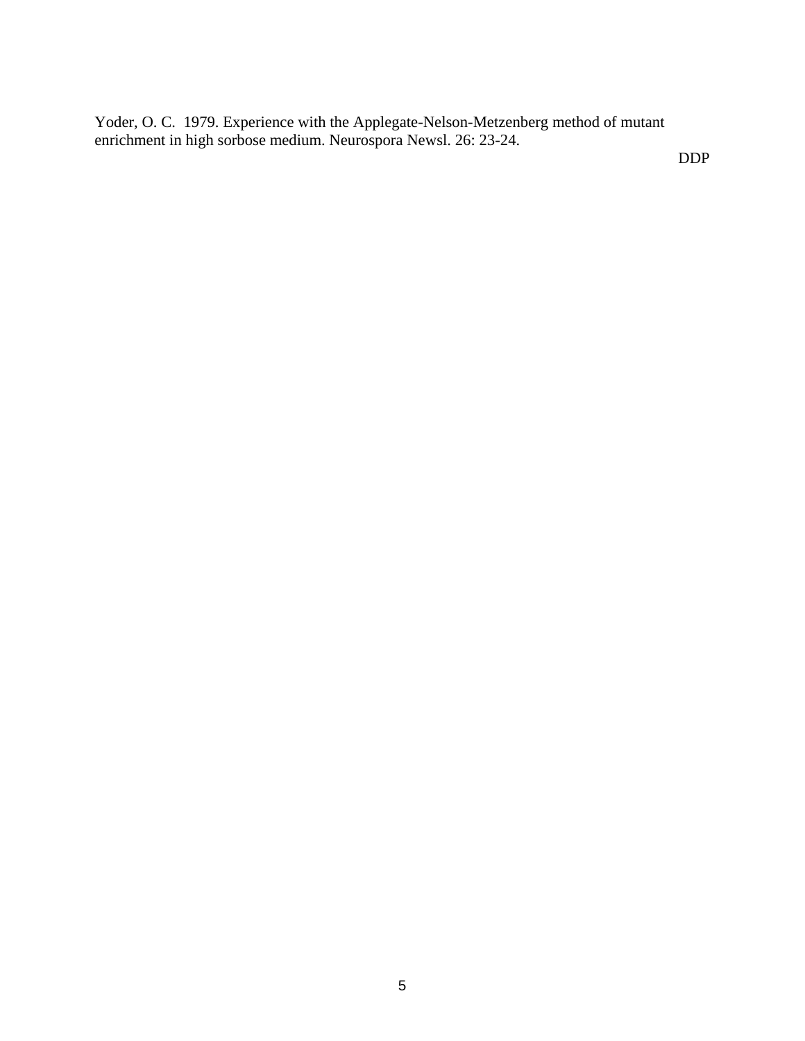Yoder, O. C. 1979. Experience with the Applegate-Nelson-Metzenberg method of mutant enrichment in high sorbose medium. Neurospora Newsl. 26: 23-24.

DDP